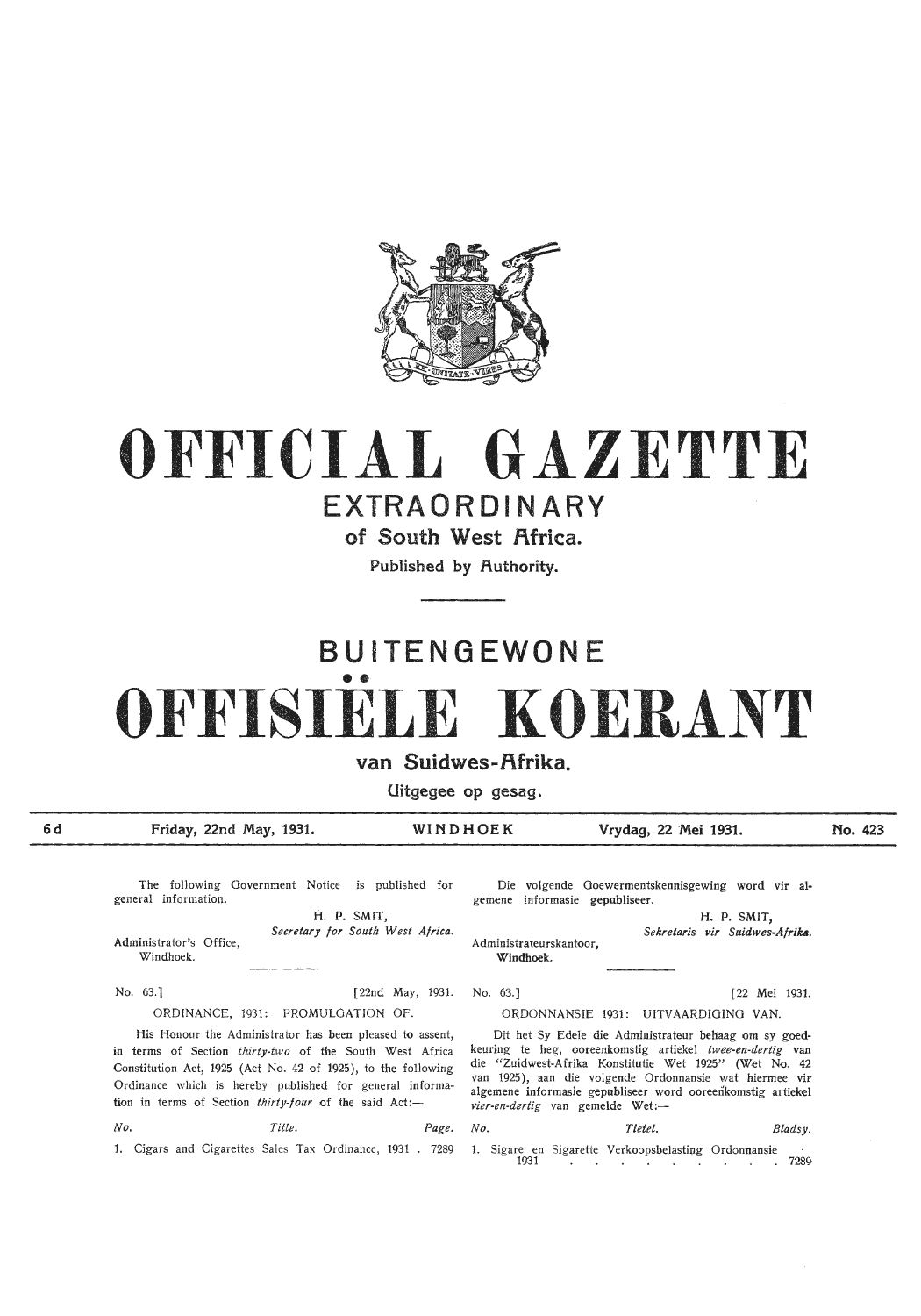# OFFICIAL GAZETTE

## EXTRAORDINARY

### of South West Africa.

Published by Authority.

# BUITENGEWONE OFFISIËLE KOERANT

### van Suidwes-Afrika.

Uitgegee op gesag.

6d | Friday, 22nd May, 1931. | WINDHOEK | Vrydag, 22 Mei 1931. | No. 423

The following Government Notice is published for general information.

H. P. SMIT,
*Secretary for South West Africa.*

Administrator's Office,
Windhoek.

No. 63.] [22nd May, 1931.

ORDINANCE, 1931: PROMULGATION OF.

His Honour the Administrator has been pleased to assent, in terms of Section *thirty-two* of the South West Africa Constitution Act, 1925 (Act No. 42 of 1925), to the following Ordinance which is hereby published for general information in terms of Section *thirty-four* of the said Act:—

| *No.* | *Title.* | *Page.* |
|---|---|---|
| 1. | Cigars and Cigarettes Sales Tax Ordinance, 1931 | 7289 |

Die volgende Goewermentskennisgewing word vir algemene informasie gepubliseer.

H. P. SMIT,
*Sekretaris vir Suidwes-Afrika.*

Administrateurskantoor,
Windhoek.

No. 63.] [22 Mei 1931.

ORDONNANSIE 1931: UITVAARDIGING VAN.

Dit het Sy Edele die Administrateur behaag om sy goedkeuring te heg, ooreenkomstig artiekel *twee-en-dertig* van die "Zuidwest-Afrika Konstitutie Wet 1925" (Wet No. 42 van 1925), aan die volgende Ordonnansie wat hiermee vir algemene informasie gepubliseer word ooreenkomstig artiekel *vier-en-dertig* van gemelde Wet:—

| *No.* | *Tietel.* | *Bladsy.* |
|---|---|---|
| 1. | Sigare en Sigarette Verkoopsbelasting Ordonnansie 1931 | 7289 |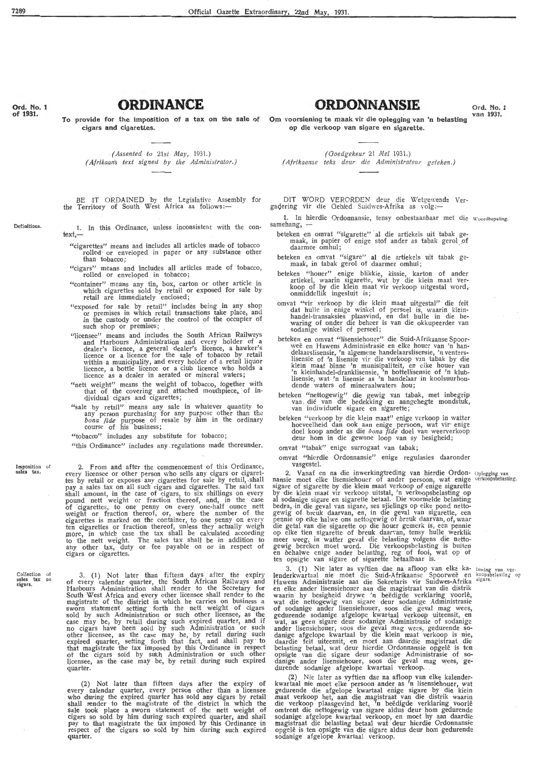Ord. No. 1 of 1931.

# ORDINANCE

**To provide for the imposition of a tax on the sale of cigars and cigarettes.**

*(Assented to 21st May, 1931.)*
*(Afrikaans text signed by the Administrator.)*

BE IT ORDAINED by the Legislative Assembly for the Territory of South West Africa as follows:—

*Definitions.*

1. In this Ordinance, unless inconsistent with the context,—

"cigarettes" means and includes all articles made of tobacco rolled or enveloped in paper or any substance other than tobacco;

"cigars" means and includes all articles made of tobacco, rolled or enveloped in tobacco;

"container" means any tin, box, carton or other article in which cigarettes sold by retail or exposed for sale by retail are immediately enclosed;

"exposed for sale by retail" includes being in any shop or premises in which retail transactions take place, and in the custody or under the control of the occupier of such shop or premises;

"licensee" means and includes the South African Railways and Harbours Administration and every holder of a dealer's licence, a general dealer's licence, a hawker's licence or a licence for the sale of tobacco by retail within a municipality, and every holder of a retail liquor licence, a bottle licence or a club licence who holds a licence as a dealer in aerated or mineral waters;

"nett weight" means the weight of tobacco, together with that of the covering and attached mouthpiece, of individual cigars and cigarettes;

"sale by retail" means any sale in whatever quantity to any person purchasing for any purpose other than the *bona fide* purpose of resale by him in the ordinary course of his business;

"tobacco" includes any substitute for tobacco;

"this Ordinance" includes any regulations made thereunder.

*Imposition of sales tax.*

2. From and after the commencement of this Ordinance, every licensee or other person who sells any cigars or cigarettes by retail or exposes any cigarettes for sale by retail, shall pay a sales tax on all such cigars and cigarettes. The said tax shall amount, in the case of cigars, to six shillings on every pound nett weight or fraction thereof, and, in the case of cigarettes, to one penny on every one-half ounce nett weight or fraction thereof, or, where the number of the cigarettes is marked on the container, to one penny on every ten cigarettes or fraction thereof, unless they actually weigh more, in which case the tax shall be calculated according to the nett weight. The sales tax shall be in addition to any other tax, duty or fee payable on or in respect of cigars or cigarettes.

*Collection of sales tax on cigars.*

3. (1) Not later than fifteen days after the expiry of every calendar quarter, the South African Railways and Harbours Administration shall render to the Secretary for South West Africa and every other licensee shall render to the magistrate of the district in which he carries on business a sworn statement setting forth the nett weight of cigars sold by such Administration or such other licensee, as the case may be, by retail during such expired quarter, and if no cigars have been sold by such Administration or such other licensee, as the case may be, by retail during such expired quarter, setting forth that fact, and shall pay to that magistrate the tax imposed by this Ordinance in respect of the cigars sold by such Administration or such other licensee, as the case may be, by retail during such expired quarter.

(2) Not later than fifteen days after the expiry of every calendar quarter, every person other than a licensee who during the expired quarter has sold any cigars by retail shall render to the magistrate of the district in which the sale took place a sworn statement of the nett weight of cigars so sold by him during such expired quarter, and shall pay to that magistrate the tax imposed by this Ordinance in respect of the cigars so sold by him during such expired quarter.

Ord. No. 1 van 1931.

# ORDONNANSIE

**Om voorsiening te maak vir die oplegging van 'n belasting op die verkoop van sigare en sigarette.**

*(Goedgekeur 21 Mei 1931.)*
*(Afrikaanse teks deur die Administrateur geteken.)*

DIT WORD VERORDEN deur die Wetgewende Vergadering vir die Gebied Suidwes-Afrika as volg:—

*Woordbepaling.*

1. In hierdie Ordonnansie, tensy onbestaanbaar met die samehang, —

beteken en omvat "sigarette" al die artiekels uit tabak gemaak, in papier of enige stof ander as tabak gerol of daarmee omhul;

beteken en omvat "sigare" al die artiekels uit tabak gemaak, in tabak gerol of daarmee omhul;

beteken "houer" enige blikkie, kissie, karton of ander artiekel, waarin sigarette, wat by die klein maat verkoop of by die klein maat vir verkoop uitgestal word, onmiddellik ingesluit is;

omvat "vir verkoop by die klein maat uitgestal" die feit dat hulle in enige winkel of perseel is, waarin kleinhandel-transaksies plaasvind, en dat hulle in die bewaring of onder die beheer is van die okkupeerder van sodanige winkel of perseel;

beteken en omvat "lisensiehouer" die Suid-Afrikaanse Spoorweë en Hawens Administrasie en elke houer van 'n handelaarslisensie, 'n algemene handelaarslisensie, 'n ventersl­isensie of 'n lisensie vir die verkoop van tabak by die klein maat binne 'n munisipaliteit, en elke houer van 'n kleinhandel-dranklisensie, 'n bottellisensie of 'n klublisensie, wat 'n lisensie as 'n handelaar in koolsuurhoudende waters of mineraalwaters hou;

beteken "nettogewig" die gewig van tabak, met inbegrip van dié van die bedekking en aangehegte mondstuk, van indiwiduele sigare en sigarette;

beteken "verkoop by die klein maat" enige verkoop in watter hoeveelheid dan ook aan enige persoon, wat vir enige doel koop ander as die *bona fide* doel van weerverkoop deur hom in die gewone loop van sy besigheid;

omvat "tabak" enige surrogaat van tabak;

omvat "hierdie Ordonnansie" enige regulasies daaronder vasgestel.

*Oplegging van verkoopsbelasting.*

2. Vanaf en na die inwerkingtreding van hierdie Ordonnansie moet elke lisensiehouer of ander persoon, wat enige sigare of sigarette by die klein maat verkoop of enige sigarette by die klein maat vir verkoop uitstal, 'n verkoopsbelasting op al sodanige sigare en sigarette betaal. Die voormelde belasting bedra, in die geval van sigare, ses sjielings op elke pond nettogewig of breuk daarvan, en, in die geval van sigarette, een pennie op elke halwe ons nettogewig of breuk daarvan, of, waar die getal van die sigarette op die houer gemerk is, een pennie op elke tien sigarette of breuk daarvan, tensy hulle werklik meer weeg, in watter geval die belasting volgens die nettogewig bereken moet word. Die verkoopsbelasting is buiten en behalwe enige ander belasting, reg of fooi, wat op of ten opsigte van sigare of sigarette betaalbaar is.

*Inning van verkoopsbelasting op sigare.*

3. (1) Nie later as vyftien dae na afloop van elke kalenderkwartaal nie moet die Suid-Afrikaanse Spoorweë en Hawens Administrasie aan die Sekretaris vir Suidwes-Afrika en elke ander lisensiehouer aan die magistraat van die distrik waarin hy besigheid drywe 'n beëdigde verklaring voorlê, wat die nettogewig van sigare deur sodanige Administrasie of sodanige ander lisensiehouer, soos die geval mag wees, gedurende sodanige afgelope kwartaal verkoop uiteensit, en wat, as geen sigare deur sodanige Administrasie of sodanige ander lisensiehouer, soos die geval mag wees, gedurende sodanige afgelope kwartaal by die klein maat verkoop is nie, daardie feit uiteensit, en moet aan daardie magistraat die belasting betaal, wat deur hierdie Ordonnansie opgelê is ten opsigte van die sigare deur sodanige Administrasie of sodanige ander lisensiehouer, soos die geval mag wees, gedurende sodanige afgelope kwartaal verkoop.

(2) Nie later as vyftien dae na afloop van elke kalenderkwartaal nie moet elke persoon ander as 'n lisensiehouer, wat gedurende die afgelope kwartaal enige sigare by die klein maat verkoop het, aan die magistraat van die distrik waarin die verkoop plaasgevind het, 'n beëdigde verklaring voorlê omtrent die nettogewig van sigare aldus deur hom gedurende sodanige afgelope kwartaal verkoop, en moet hy aan daardie magistraat die belasting betaal wat deur hierdie Ordonnansie opgelê is ten opsigte van die sigare aldus deur hom gedurende sodanige afgelope kwartaal verkoop.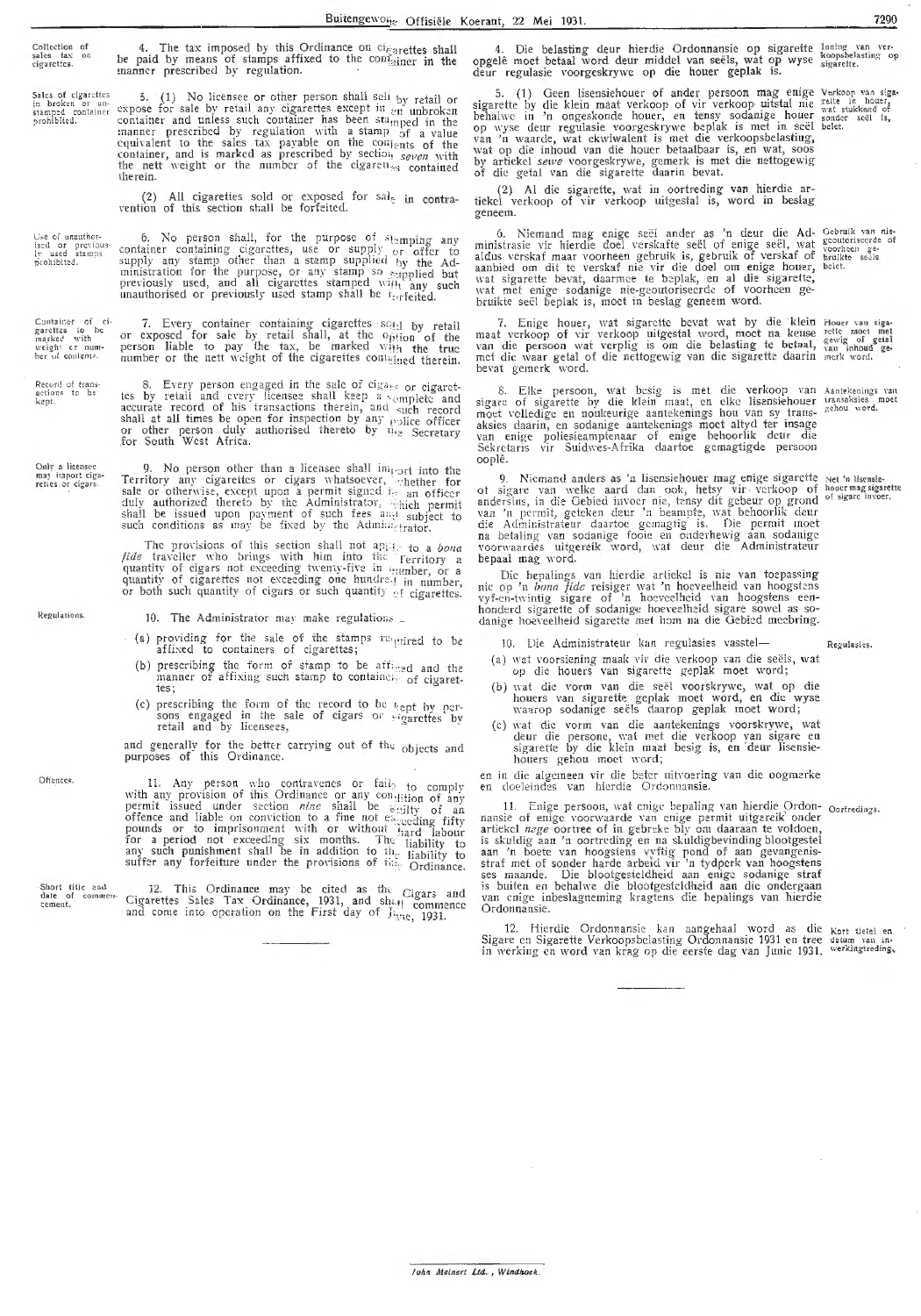Collection of sales tax on cigarettes.

4. The tax imposed by this Ordinance on cigarettes shall be paid by means of stamps affixed to the container in the manner prescribed by regulation.

Sales of cigarettes in broken or unstamped container prohibited.

5. (1) No licensee or other person shall sell by retail or expose for sale by retail any cigarettes except in an unbroken container and unless such container has been stamped in the manner prescribed by regulation with a stamp of a value equivalent to the sales tax payable on the contents of the container, and is marked as prescribed by section *seven* with the nett weight or the number of the cigarettes contained therein.

(2) All cigarettes sold or exposed for sale in contravention of this section shall be forfeited.

Use of unauthorised or previously used stamps prohibited.

6. No person shall, for the purpose of stamping any container containing cigarettes, use or supply or offer to supply any stamp other than a stamp supplied by the Administration for the purpose, or any stamp so supplied but previously used, and all cigarettes stamped with any such unauthorised or previously used stamp shall be forfeited.

Container of cigarettes to be marked with weight or number of contents.

7. Every container containing cigarettes sold by retail or exposed for sale by retail shall, at the option of the person liable to pay the tax, be marked with the true number or the nett weight of the cigarettes contained therein.

Record of transactions to be kept.

8. Every person engaged in the sale of cigars or cigarettes by retail and every licensee shall keep a complete and accurate record of his transactions therein, and such record shall at all times be open for inspection by any police officer or other person duly authorised thereto by the Secretary for South West Africa.

Only a licensee may import cigarettes or cigars.

9. No person other than a licensee shall import into the Territory any cigarettes or cigars whatsoever, whether for sale or otherwise, except upon a permit signed by an officer duly authorized thereto by the Administrator, which permit shall be issued upon payment of such fees and subject to such conditions as may be fixed by the Administrator.

The provisions of this section shall not apply to a *bona fide* traveller who brings with him into the Territory a quantity of cigars not exceeding twenty-five in number, or a quantity of cigarettes not exceeding one hundred in number, or both such quantity of cigars or such quantity of cigarettes.

Regulations.

10. The Administrator may make regulations —

(a) providing for the sale of the stamps required to be affixed to containers of cigarettes;

(b) prescribing the form of stamp to be affixed and the manner of affixing such stamp to containers of cigarettes;

(c) prescribing the form of the record to be kept by persons engaged in the sale of cigars or cigarettes by retail and by licensees,

and generally for the better carrying out of the objects and purposes of this Ordinance.

Offences.

11. Any person who contravenes or fails to comply with any provision of this Ordinance or any condition of any permit issued under section *nine* shall be guilty of an offence and liable on conviction to a fine not exceeding fifty pounds or to imprisonment with or without hard labour for a period not exceeding six months. The liability to any such punishment shall be in addition to the liability to suffer any forfeiture under the provisions of this Ordinance.

Short title and date of commencement.

12. This Ordinance may be cited as the Cigars and Cigarettes Sales Tax Ordinance, 1931, and shall commence and come into operation on the First day of June, 1931.

---

4. Die belasting deur hierdie Ordonnansie op sigarette opgelê moet betaal word deur middel van seëls, wat op wyse deur regulasie voorgeskrywe op die houer geplak is.

Inning van verkoopsbelasting op sigarette.

5. (1) Geen lisensiehouer of ander persoon mag enige sigarette by die klein maat verkoop of vir verkoop uitstal nie behalwe in 'n ongeskonde houer, en tensy sodanige houer op wyse deur regulasie voorgeskrywe beplak is met 'n seël van 'n waarde, wat ekwiwalent is met die verkoopsbelasting, wat op die inhoud van die houer betaalbaar is, en wat, soos by artiekel *sewe* voorgeskrywe, gemerk is met die nettogewig of die getal van die sigarette daarin bevat.

Verkoop van sigarette in houer, wat stukkend of sonder seël is, belet.

(2) Al die sigarette, wat in oortreding van hierdie artiekel verkoop of vir verkoop uitgestal is, word in beslag geneem.

6. Niemand mag enige seël ander as 'n deur die Administrasie vir hierdie doel verskafte seël of enige seël, wat aldus verskaf maar voorheen gebruik is, gebruik of verskaf of aanbied om dit te verskaf nie vir die doel om enige houer, wat sigarette bevat, daarmee te beplak, en al die sigarette, wat met enige sodanige nie-geoutoriseerde of voorheen gebruikte seël beplak is, moet in beslag geneem word.

Gebruik van niegeoutoriseerde of voorheen gebruikte seëls belet.

7. Enige houer, wat sigarette bevat wat by die klein maat verkoop of vir verkoop uitgestal word, moet na keuse van die persoon wat verplig is om die belasting te betaal, met die waar getal of die nettogewig van die sigarette daarin bevat gemerk word.

Houer van sigarette moet met gewig of getal van inhoud gemerk word.

8. Elke persoon, wat besig is met die verkoop van sigare of sigarette by die klein maat, en elke lisensiehouer moet volledige en noukeurige aantekenings hou van sy transaksies daarin, en sodanige aantekenings moet altyd ter insage van enige poliesieamptenaar of enige behoorlik deur die Sekretaris vir Suidwes-Afrika daartoe gemagtigde persoon ooplê.

Aantekenings van transaksies moet gehou word.

9. Niemand anders as 'n lisensiehouer mag enige sigarette of sigare van welke aard dan ook, hetsy vir verkoop of andersins, in die Gebied invoer nie, tensy dit gebeur op grond van 'n permit, geteken deur 'n beampte, wat behoorlik deur die Administrateur daartoe gemagtig is. Die permit moet na betaling van sodanige fooie en onderhewig aan sodanige voorwaardes uitgereik word, wat deur die Administrateur bepaal mag word.

Net 'n lisensiehouer mag sigarette of sigare invoer.

Die bepalings van hierdie artiekel is nie van toepassing nie op 'n *bona fide* reisiger wat 'n hoeveelheid van hoogstens vyf-en-twintig sigare of 'n hoeveelheid van hoogstens eenhonderd sigarette of sodanige hoeveelheid sigare sowel as sodanige hoeveelheid sigarette met hom na die Gebied meebring.

10. Die Administrateur kan regulasies vasstel—

Regulasies.

(a) wat voorsiening maak vir die verkoop van die seëls, wat op die houers van sigarette geplak moet word;

(b) wat die vorm van die seël voorskrywe, wat op die houers van sigarette geplak moet word, en die wyse waarop sodanige seëls daarop geplak moet word;

(c) wat die vorm van die aantekenings voorskrywe, wat deur die persone, wat met die verkoop van sigare en sigarette by die klein maat besig is, en deur lisensiehouers gehou moet word;

en in die algemeen vir die beter uitvoering van die oogmerke en doeleindes van hierdie Ordonnansie.

11. Enige persoon, wat enige bepaling van hierdie Ordonnansie of enige voorwaarde van enige permit uitgereik onder artiekel *nege* oortree of in gebreke bly om daaraan te voldoen, is skuldig aan 'n oortreding en na skuldigbevinding blootgestel aan 'n boete van hoogstens vyftig pond of aan gevangenisstraf met of sonder harde arbeid vir 'n tydperk van hoogstens ses maande. Die blootgesteldheid aan enige sodanige straf is buiten en behalwe die blootgesteldheid aan die ondergaan van enige inbeslagneming kragtens die bepalings van hierdie Ordonnansie.

Oortredings.

12. Hierdie Ordonnansie kan aangehaal word as die Sigare en Sigarette Verkoopsbelasting Ordonnansie 1931 en tree in werking en word van krag op die eerste dag van Junie 1931.

Kort titel en datum van inwerkingtreding.

*John Meinert Ltd., Windhoek.*